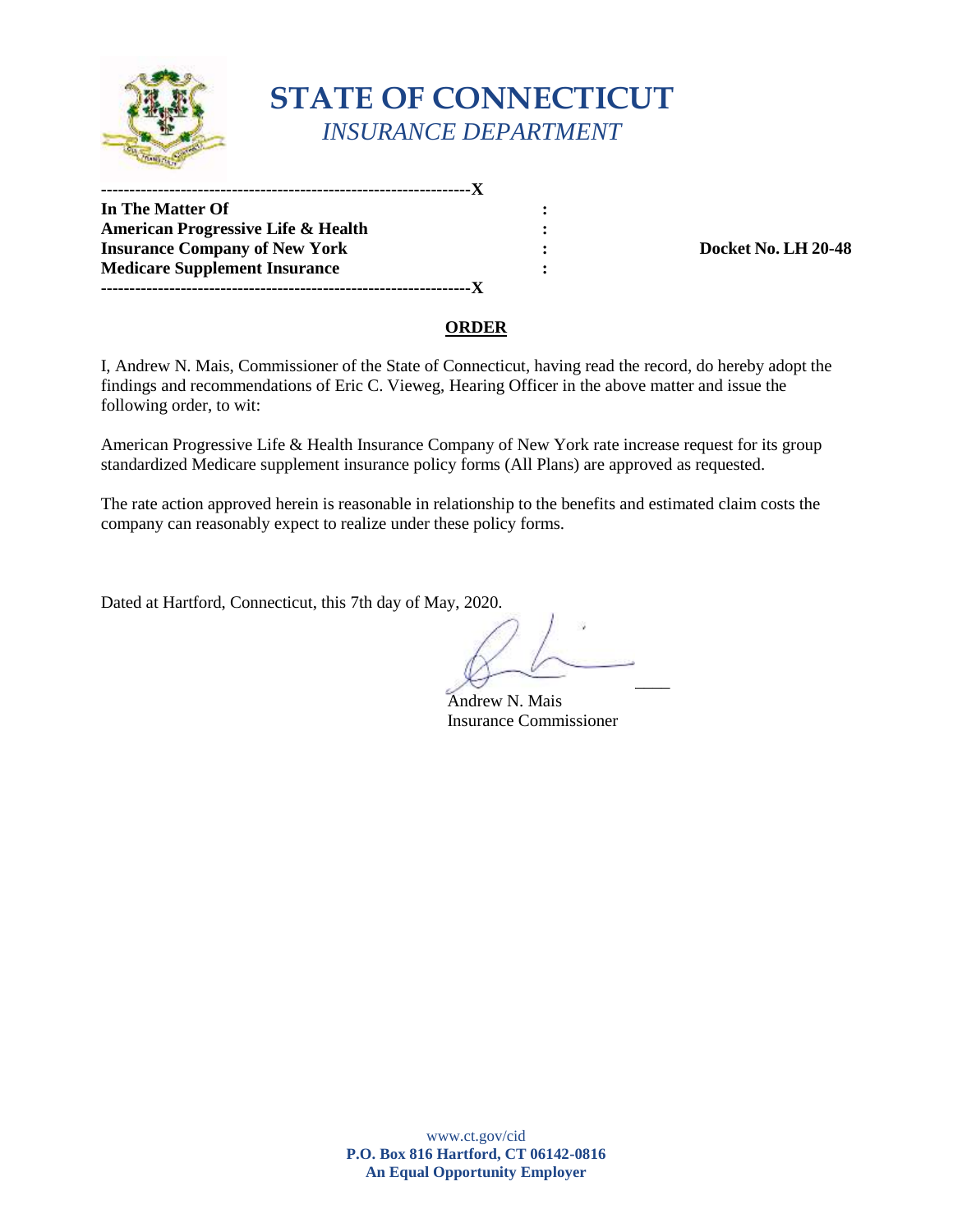# STATE OF CONNECTICUT

*INSURANCE DEPARTMENT*

----------------------------------------------------------------X

**In The Matter Of** :
**American Progressive Life & Health** :
**Insurance Company of New York** : **Docket No. LH 20-48**
**Medicare Supplement Insurance** :

----------------------------------------------------------------X

## ORDER

I, Andrew N. Mais, Commissioner of the State of Connecticut, having read the record, do hereby adopt the findings and recommendations of Eric C. Vieweg, Hearing Officer in the above matter and issue the following order, to wit:

American Progressive Life & Health Insurance Company of New York rate increase request for its group standardized Medicare supplement insurance policy forms (All Plans) are approved as requested.

The rate action approved herein is reasonable in relationship to the benefits and estimated claim costs the company can reasonably expect to realize under these policy forms.

Dated at Hartford, Connecticut, this 7th day of May, 2020.

Andrew N. Mais
Insurance Commissioner

www.ct.gov/cid
**P.O. Box 816 Hartford, CT 06142-0816**
**An Equal Opportunity Employer**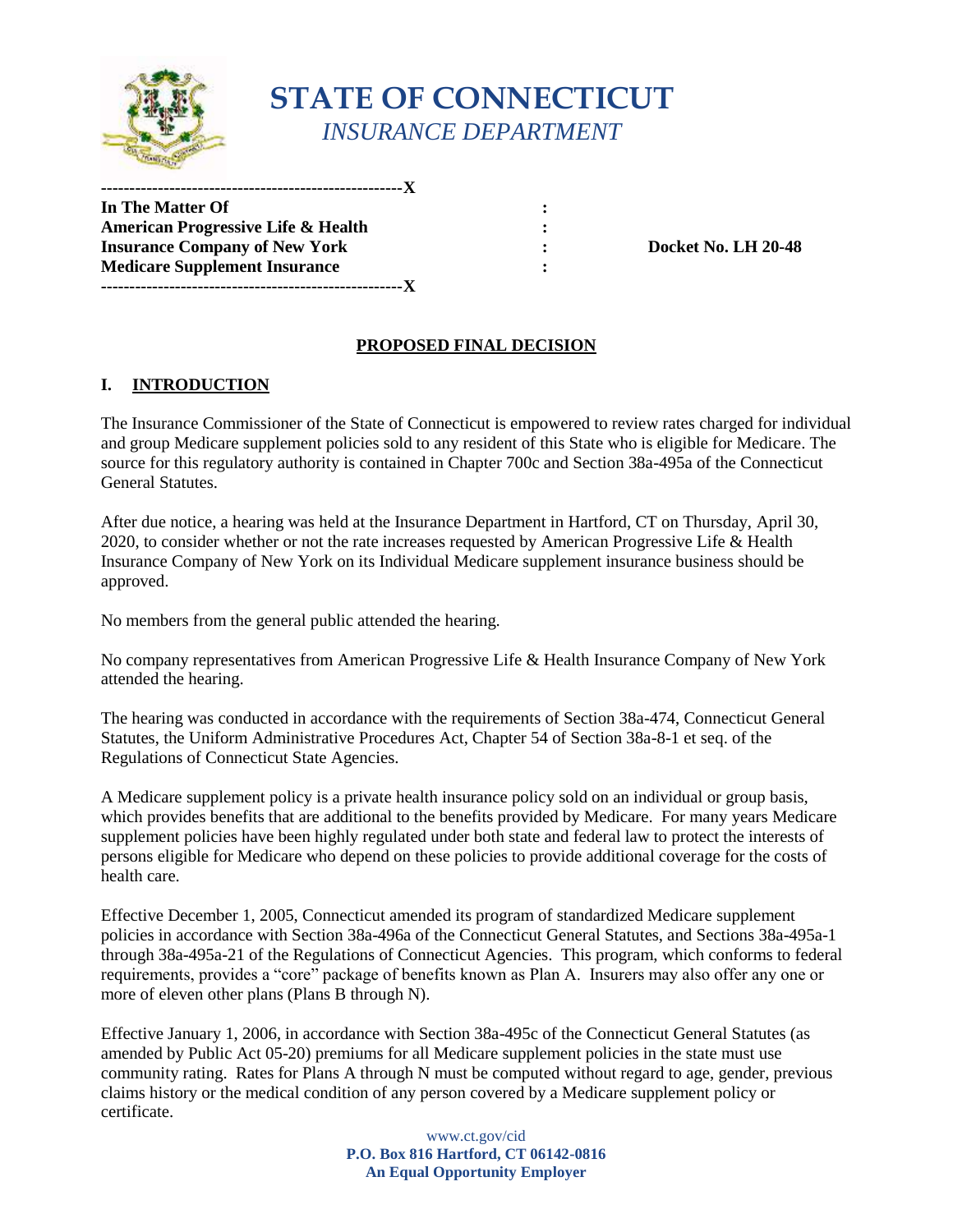# STATE OF CONNECTICUT
*INSURANCE DEPARTMENT*

| | | |
|---|---|---|
| **In The Matter Of** | **:** | |
| **American Progressive Life & Health** | **:** | |
| **Insurance Company of New York** | **:** | **Docket No. LH 20-48** |
| **Medicare Supplement Insurance** | **:** | |

**PROPOSED FINAL DECISION**

## I. INTRODUCTION

The Insurance Commissioner of the State of Connecticut is empowered to review rates charged for individual and group Medicare supplement policies sold to any resident of this State who is eligible for Medicare. The source for this regulatory authority is contained in Chapter 700c and Section 38a-495a of the Connecticut General Statutes.

After due notice, a hearing was held at the Insurance Department in Hartford, CT on Thursday, April 30, 2020, to consider whether or not the rate increases requested by American Progressive Life & Health Insurance Company of New York on its Individual Medicare supplement insurance business should be approved.

No members from the general public attended the hearing.

No company representatives from American Progressive Life & Health Insurance Company of New York attended the hearing.

The hearing was conducted in accordance with the requirements of Section 38a-474, Connecticut General Statutes, the Uniform Administrative Procedures Act, Chapter 54 of Section 38a-8-1 et seq. of the Regulations of Connecticut State Agencies.

A Medicare supplement policy is a private health insurance policy sold on an individual or group basis, which provides benefits that are additional to the benefits provided by Medicare. For many years Medicare supplement policies have been highly regulated under both state and federal law to protect the interests of persons eligible for Medicare who depend on these policies to provide additional coverage for the costs of health care.

Effective December 1, 2005, Connecticut amended its program of standardized Medicare supplement policies in accordance with Section 38a-496a of the Connecticut General Statutes, and Sections 38a-495a-1 through 38a-495a-21 of the Regulations of Connecticut Agencies. This program, which conforms to federal requirements, provides a "core" package of benefits known as Plan A. Insurers may also offer any one or more of eleven other plans (Plans B through N).

Effective January 1, 2006, in accordance with Section 38a-495c of the Connecticut General Statutes (as amended by Public Act 05-20) premiums for all Medicare supplement policies in the state must use community rating. Rates for Plans A through N must be computed without regard to age, gender, previous claims history or the medical condition of any person covered by a Medicare supplement policy or certificate.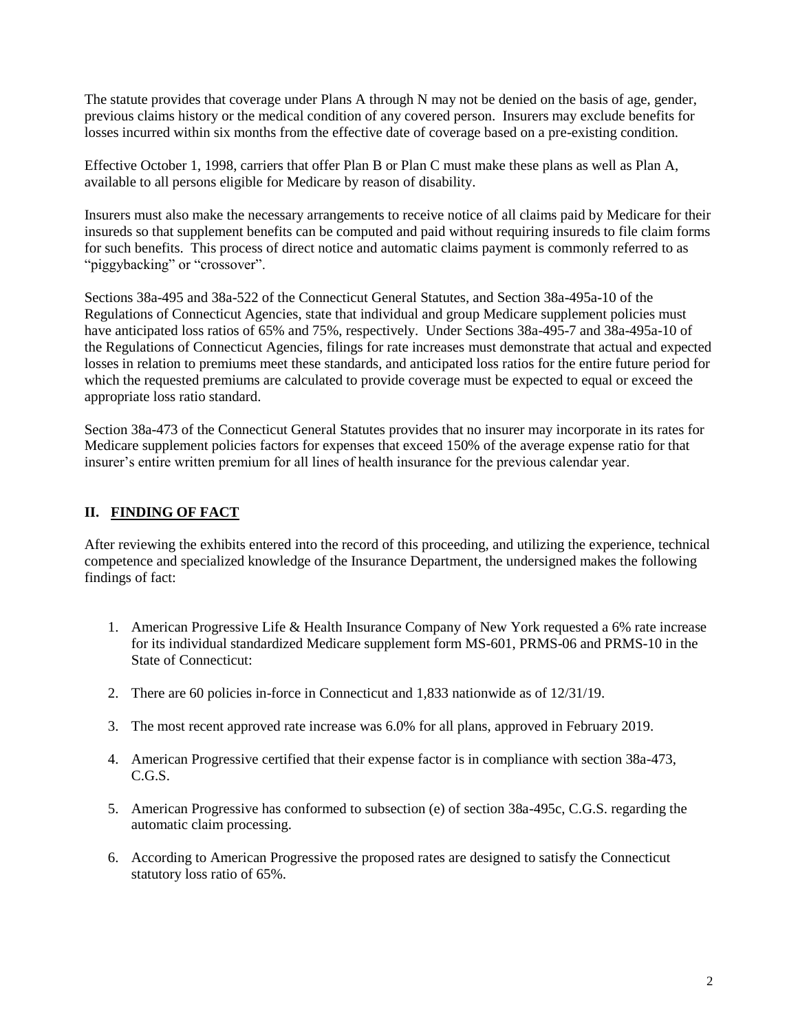The statute provides that coverage under Plans A through N may not be denied on the basis of age, gender, previous claims history or the medical condition of any covered person. Insurers may exclude benefits for losses incurred within six months from the effective date of coverage based on a pre-existing condition.

Effective October 1, 1998, carriers that offer Plan B or Plan C must make these plans as well as Plan A, available to all persons eligible for Medicare by reason of disability.

Insurers must also make the necessary arrangements to receive notice of all claims paid by Medicare for their insureds so that supplement benefits can be computed and paid without requiring insureds to file claim forms for such benefits. This process of direct notice and automatic claims payment is commonly referred to as "piggybacking" or "crossover".

Sections 38a-495 and 38a-522 of the Connecticut General Statutes, and Section 38a-495a-10 of the Regulations of Connecticut Agencies, state that individual and group Medicare supplement policies must have anticipated loss ratios of 65% and 75%, respectively. Under Sections 38a-495-7 and 38a-495a-10 of the Regulations of Connecticut Agencies, filings for rate increases must demonstrate that actual and expected losses in relation to premiums meet these standards, and anticipated loss ratios for the entire future period for which the requested premiums are calculated to provide coverage must be expected to equal or exceed the appropriate loss ratio standard.

Section 38a-473 of the Connecticut General Statutes provides that no insurer may incorporate in its rates for Medicare supplement policies factors for expenses that exceed 150% of the average expense ratio for that insurer's entire written premium for all lines of health insurance for the previous calendar year.

## II. FINDING OF FACT

After reviewing the exhibits entered into the record of this proceeding, and utilizing the experience, technical competence and specialized knowledge of the Insurance Department, the undersigned makes the following findings of fact:

1. American Progressive Life & Health Insurance Company of New York requested a 6% rate increase for its individual standardized Medicare supplement form MS-601, PRMS-06 and PRMS-10 in the State of Connecticut:
2. There are 60 policies in-force in Connecticut and 1,833 nationwide as of 12/31/19.
3. The most recent approved rate increase was 6.0% for all plans, approved in February 2019.
4. American Progressive certified that their expense factor is in compliance with section 38a-473, C.G.S.
5. American Progressive has conformed to subsection (e) of section 38a-495c, C.G.S. regarding the automatic claim processing.
6. According to American Progressive the proposed rates are designed to satisfy the Connecticut statutory loss ratio of 65%.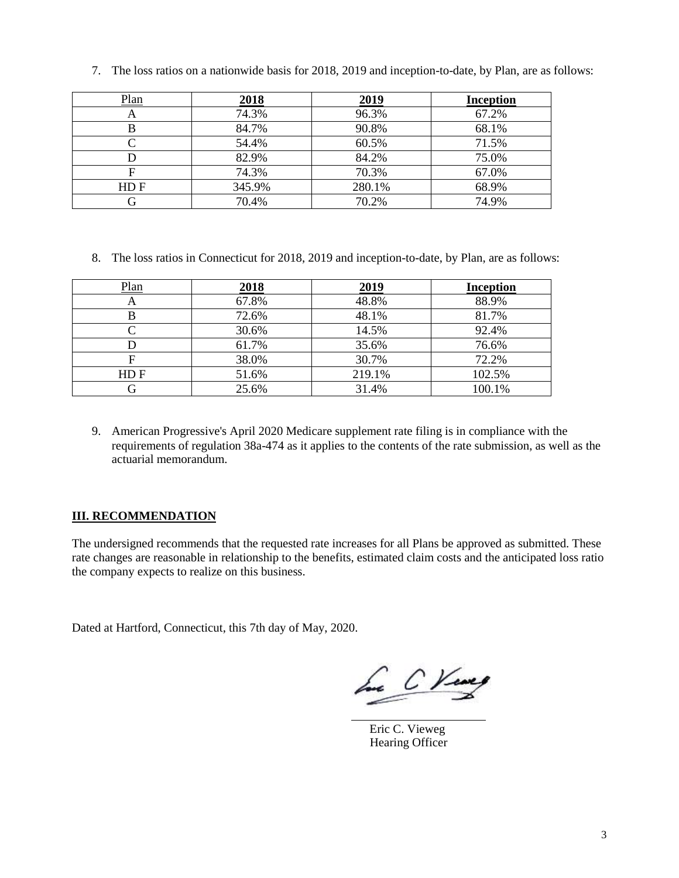7. The loss ratios on a nationwide basis for 2018, 2019 and inception-to-date, by Plan, are as follows:

| Plan | 2018 | 2019 | Inception |
|---|---|---|---|
| A | 74.3% | 96.3% | 67.2% |
| B | 84.7% | 90.8% | 68.1% |
| C | 54.4% | 60.5% | 71.5% |
| D | 82.9% | 84.2% | 75.0% |
| F | 74.3% | 70.3% | 67.0% |
| HD F | 345.9% | 280.1% | 68.9% |
| G | 70.4% | 70.2% | 74.9% |

8. The loss ratios in Connecticut for 2018, 2019 and inception-to-date, by Plan, are as follows:

| Plan | 2018 | 2019 | Inception |
|---|---|---|---|
| A | 67.8% | 48.8% | 88.9% |
| B | 72.6% | 48.1% | 81.7% |
| C | 30.6% | 14.5% | 92.4% |
| D | 61.7% | 35.6% | 76.6% |
| F | 38.0% | 30.7% | 72.2% |
| HD F | 51.6% | 219.1% | 102.5% |
| G | 25.6% | 31.4% | 100.1% |

9. American Progressive's April 2020 Medicare supplement rate filing is in compliance with the requirements of regulation 38a-474 as it applies to the contents of the rate submission, as well as the actuarial memorandum.

## III. RECOMMENDATION

The undersigned recommends that the requested rate increases for all Plans be approved as submitted. These rate changes are reasonable in relationship to the benefits, estimated claim costs and the anticipated loss ratio the company expects to realize on this business.

Dated at Hartford, Connecticut, this 7th day of May, 2020.

Eric C. Vieweg
Hearing Officer